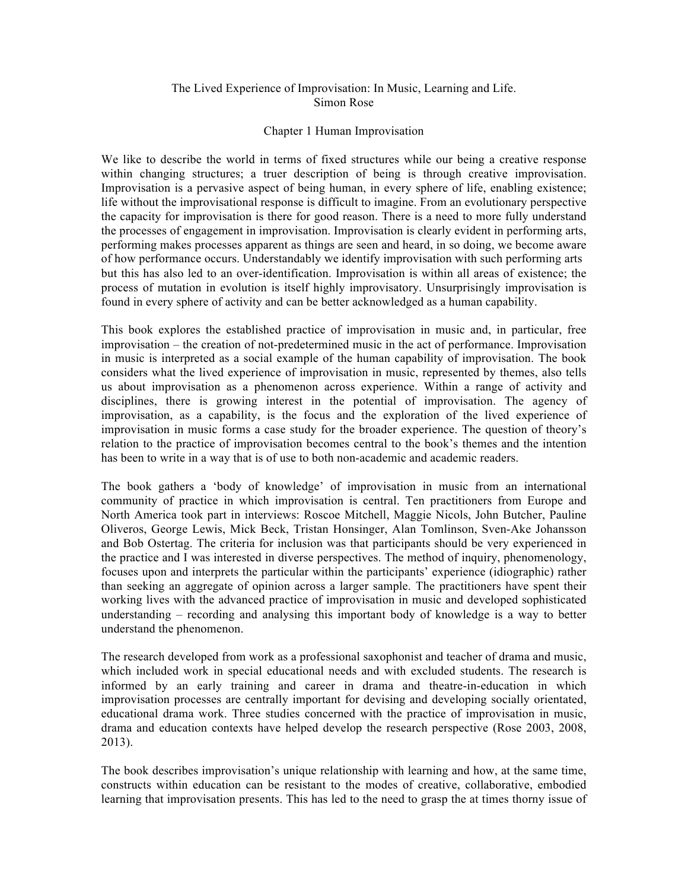# The Lived Experience of Improvisation: In Music, Learning and Life.

Simon Rose

## Chapter 1 Human Improvisation

We like to describe the world in terms of fixed structures while our being a creative response within changing structures; a truer description of being is through creative improvisation. Improvisation is a pervasive aspect of being human, in every sphere of life, enabling existence; life without the improvisational response is difficult to imagine. From an evolutionary perspective the capacity for improvisation is there for good reason. There is a need to more fully understand the processes of engagement in improvisation. Improvisation is clearly evident in performing arts, performing makes processes apparent as things are seen and heard, in so doing, we become aware of how performance occurs. Understandably we identify improvisation with such performing arts but this has also led to an over-identification. Improvisation is within all areas of existence; the process of mutation in evolution is itself highly improvisatory. Unsurprisingly improvisation is found in every sphere of activity and can be better acknowledged as a human capability.

This book explores the established practice of improvisation in music and, in particular, free improvisation – the creation of not-predetermined music in the act of performance. Improvisation in music is interpreted as a social example of the human capability of improvisation. The book considers what the lived experience of improvisation in music, represented by themes, also tells us about improvisation as a phenomenon across experience. Within a range of activity and disciplines, there is growing interest in the potential of improvisation. The agency of improvisation, as a capability, is the focus and the exploration of the lived experience of improvisation in music forms a case study for the broader experience. The question of theory's relation to the practice of improvisation becomes central to the book's themes and the intention has been to write in a way that is of use to both non-academic and academic readers.

The book gathers a 'body of knowledge' of improvisation in music from an international community of practice in which improvisation is central. Ten practitioners from Europe and North America took part in interviews: Roscoe Mitchell, Maggie Nicols, John Butcher, Pauline Oliveros, George Lewis, Mick Beck, Tristan Honsinger, Alan Tomlinson, Sven-Ake Johansson and Bob Ostertag. The criteria for inclusion was that participants should be very experienced in the practice and I was interested in diverse perspectives. The method of inquiry, phenomenology, focuses upon and interprets the particular within the participants' experience (idiographic) rather than seeking an aggregate of opinion across a larger sample. The practitioners have spent their working lives with the advanced practice of improvisation in music and developed sophisticated understanding – recording and analysing this important body of knowledge is a way to better understand the phenomenon.

The research developed from work as a professional saxophonist and teacher of drama and music, which included work in special educational needs and with excluded students. The research is informed by an early training and career in drama and theatre-in-education in which improvisation processes are centrally important for devising and developing socially orientated, educational drama work. Three studies concerned with the practice of improvisation in music, drama and education contexts have helped develop the research perspective (Rose 2003, 2008, 2013).

The book describes improvisation's unique relationship with learning and how, at the same time, constructs within education can be resistant to the modes of creative, collaborative, embodied learning that improvisation presents. This has led to the need to grasp the at times thorny issue of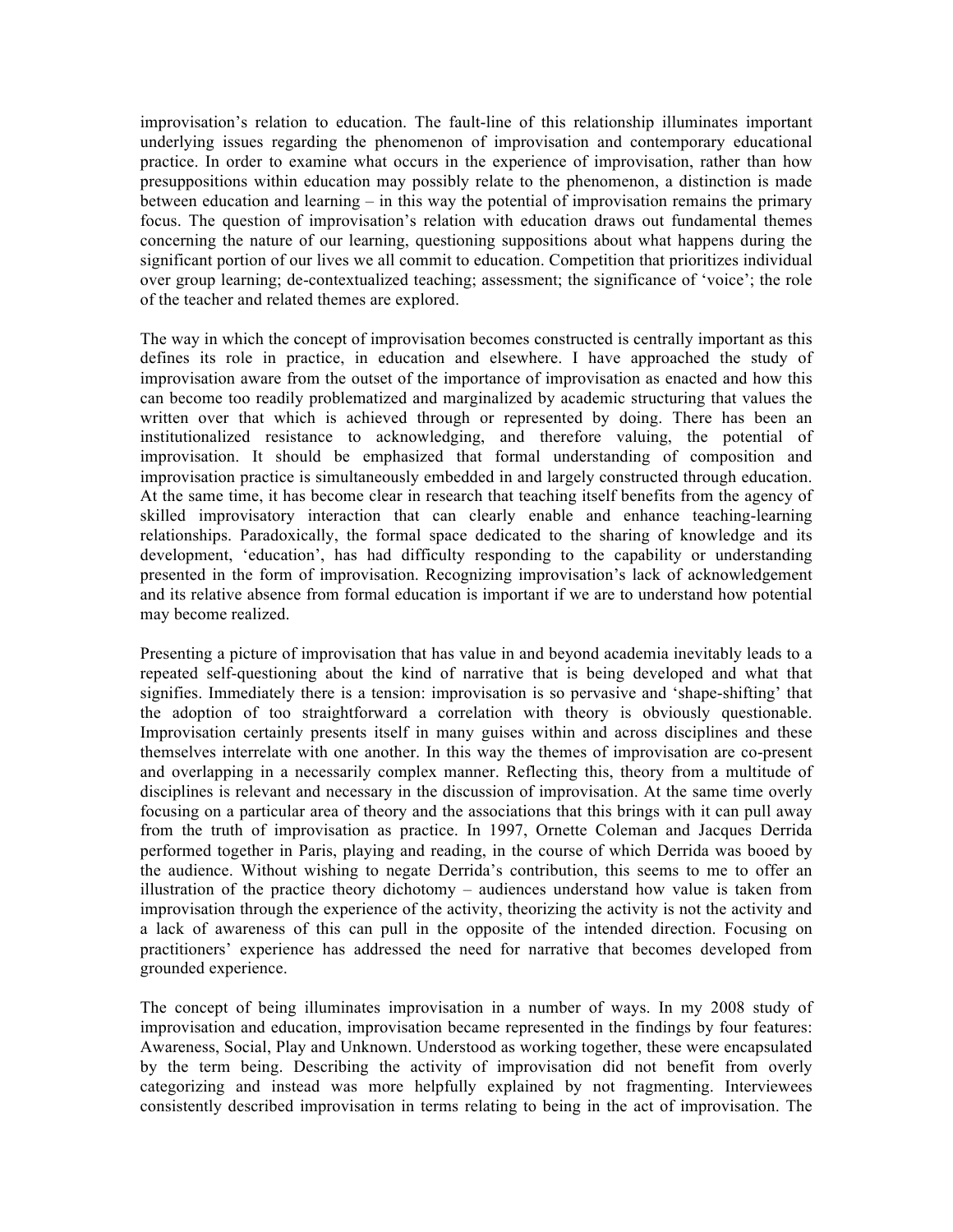improvisation's relation to education. The fault-line of this relationship illuminates important underlying issues regarding the phenomenon of improvisation and contemporary educational practice. In order to examine what occurs in the experience of improvisation, rather than how presuppositions within education may possibly relate to the phenomenon, a distinction is made between education and learning – in this way the potential of improvisation remains the primary focus. The question of improvisation's relation with education draws out fundamental themes concerning the nature of our learning, questioning suppositions about what happens during the significant portion of our lives we all commit to education. Competition that prioritizes individual over group learning; de-contextualized teaching; assessment; the significance of 'voice'; the role of the teacher and related themes are explored.

The way in which the concept of improvisation becomes constructed is centrally important as this defines its role in practice, in education and elsewhere. I have approached the study of improvisation aware from the outset of the importance of improvisation as enacted and how this can become too readily problematized and marginalized by academic structuring that values the written over that which is achieved through or represented by doing. There has been an institutionalized resistance to acknowledging, and therefore valuing, the potential of improvisation. It should be emphasized that formal understanding of composition and improvisation practice is simultaneously embedded in and largely constructed through education. At the same time, it has become clear in research that teaching itself benefits from the agency of skilled improvisatory interaction that can clearly enable and enhance teaching-learning relationships. Paradoxically, the formal space dedicated to the sharing of knowledge and its development, 'education', has had difficulty responding to the capability or understanding presented in the form of improvisation. Recognizing improvisation's lack of acknowledgement and its relative absence from formal education is important if we are to understand how potential may become realized.

Presenting a picture of improvisation that has value in and beyond academia inevitably leads to a repeated self-questioning about the kind of narrative that is being developed and what that signifies. Immediately there is a tension: improvisation is so pervasive and 'shape-shifting' that the adoption of too straightforward a correlation with theory is obviously questionable. Improvisation certainly presents itself in many guises within and across disciplines and these themselves interrelate with one another. In this way the themes of improvisation are co-present and overlapping in a necessarily complex manner. Reflecting this, theory from a multitude of disciplines is relevant and necessary in the discussion of improvisation. At the same time overly focusing on a particular area of theory and the associations that this brings with it can pull away from the truth of improvisation as practice. In 1997, Ornette Coleman and Jacques Derrida performed together in Paris, playing and reading, in the course of which Derrida was booed by the audience. Without wishing to negate Derrida's contribution, this seems to me to offer an illustration of the practice theory dichotomy – audiences understand how value is taken from improvisation through the experience of the activity, theorizing the activity is not the activity and a lack of awareness of this can pull in the opposite of the intended direction. Focusing on practitioners' experience has addressed the need for narrative that becomes developed from grounded experience.

The concept of being illuminates improvisation in a number of ways. In my 2008 study of improvisation and education, improvisation became represented in the findings by four features: Awareness, Social, Play and Unknown. Understood as working together, these were encapsulated by the term being. Describing the activity of improvisation did not benefit from overly categorizing and instead was more helpfully explained by not fragmenting. Interviewees consistently described improvisation in terms relating to being in the act of improvisation. The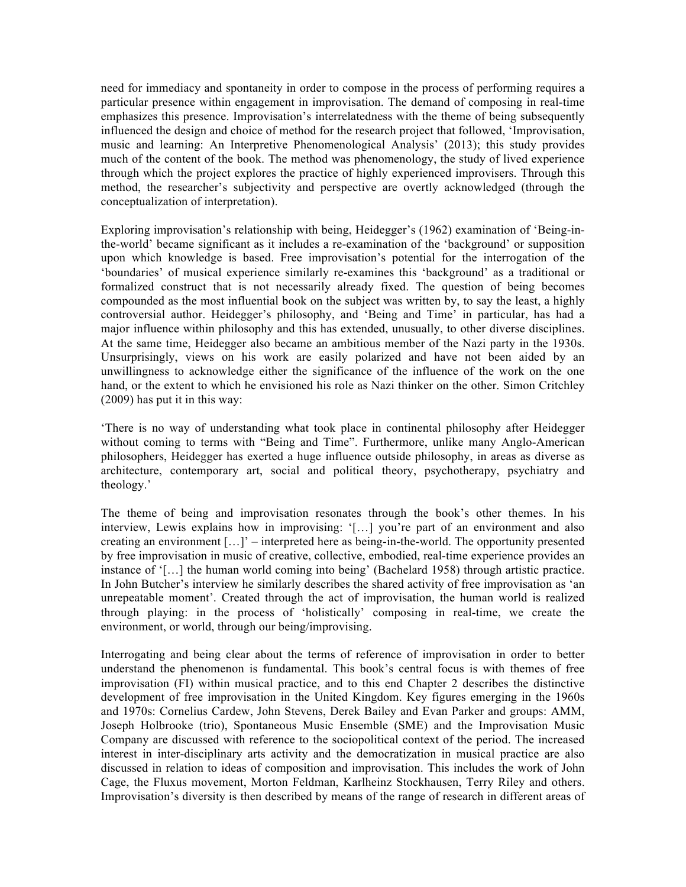need for immediacy and spontaneity in order to compose in the process of performing requires a particular presence within engagement in improvisation. The demand of composing in real-time emphasizes this presence. Improvisation's interrelatedness with the theme of being subsequently influenced the design and choice of method for the research project that followed, 'Improvisation, music and learning: An Interpretive Phenomenological Analysis' (2013); this study provides much of the content of the book. The method was phenomenology, the study of lived experience through which the project explores the practice of highly experienced improvisers. Through this method, the researcher's subjectivity and perspective are overtly acknowledged (through the conceptualization of interpretation).

Exploring improvisation's relationship with being, Heidegger's (1962) examination of 'Being-in-the-world' became significant as it includes a re-examination of the 'background' or supposition upon which knowledge is based. Free improvisation's potential for the interrogation of the 'boundaries' of musical experience similarly re-examines this 'background' as a traditional or formalized construct that is not necessarily already fixed. The question of being becomes compounded as the most influential book on the subject was written by, to say the least, a highly controversial author. Heidegger's philosophy, and 'Being and Time' in particular, has had a major influence within philosophy and this has extended, unusually, to other diverse disciplines. At the same time, Heidegger also became an ambitious member of the Nazi party in the 1930s. Unsurprisingly, views on his work are easily polarized and have not been aided by an unwillingness to acknowledge either the significance of the influence of the work on the one hand, or the extent to which he envisioned his role as Nazi thinker on the other. Simon Critchley (2009) has put it in this way:

'There is no way of understanding what took place in continental philosophy after Heidegger without coming to terms with "Being and Time". Furthermore, unlike many Anglo-American philosophers, Heidegger has exerted a huge influence outside philosophy, in areas as diverse as architecture, contemporary art, social and political theory, psychotherapy, psychiatry and theology.'

The theme of being and improvisation resonates through the book's other themes. In his interview, Lewis explains how in improvising: '[…] you're part of an environment and also creating an environment […]' – interpreted here as being-in-the-world. The opportunity presented by free improvisation in music of creative, collective, embodied, real-time experience provides an instance of '[…] the human world coming into being' (Bachelard 1958) through artistic practice. In John Butcher's interview he similarly describes the shared activity of free improvisation as 'an unrepeatable moment'. Created through the act of improvisation, the human world is realized through playing: in the process of 'holistically' composing in real-time, we create the environment, or world, through our being/improvising.

Interrogating and being clear about the terms of reference of improvisation in order to better understand the phenomenon is fundamental. This book's central focus is with themes of free improvisation (FI) within musical practice, and to this end Chapter 2 describes the distinctive development of free improvisation in the United Kingdom. Key figures emerging in the 1960s and 1970s: Cornelius Cardew, John Stevens, Derek Bailey and Evan Parker and groups: AMM, Joseph Holbrooke (trio), Spontaneous Music Ensemble (SME) and the Improvisation Music Company are discussed with reference to the sociopolitical context of the period. The increased interest in inter-disciplinary arts activity and the democratization in musical practice are also discussed in relation to ideas of composition and improvisation. This includes the work of John Cage, the Fluxus movement, Morton Feldman, Karlheinz Stockhausen, Terry Riley and others. Improvisation's diversity is then described by means of the range of research in different areas of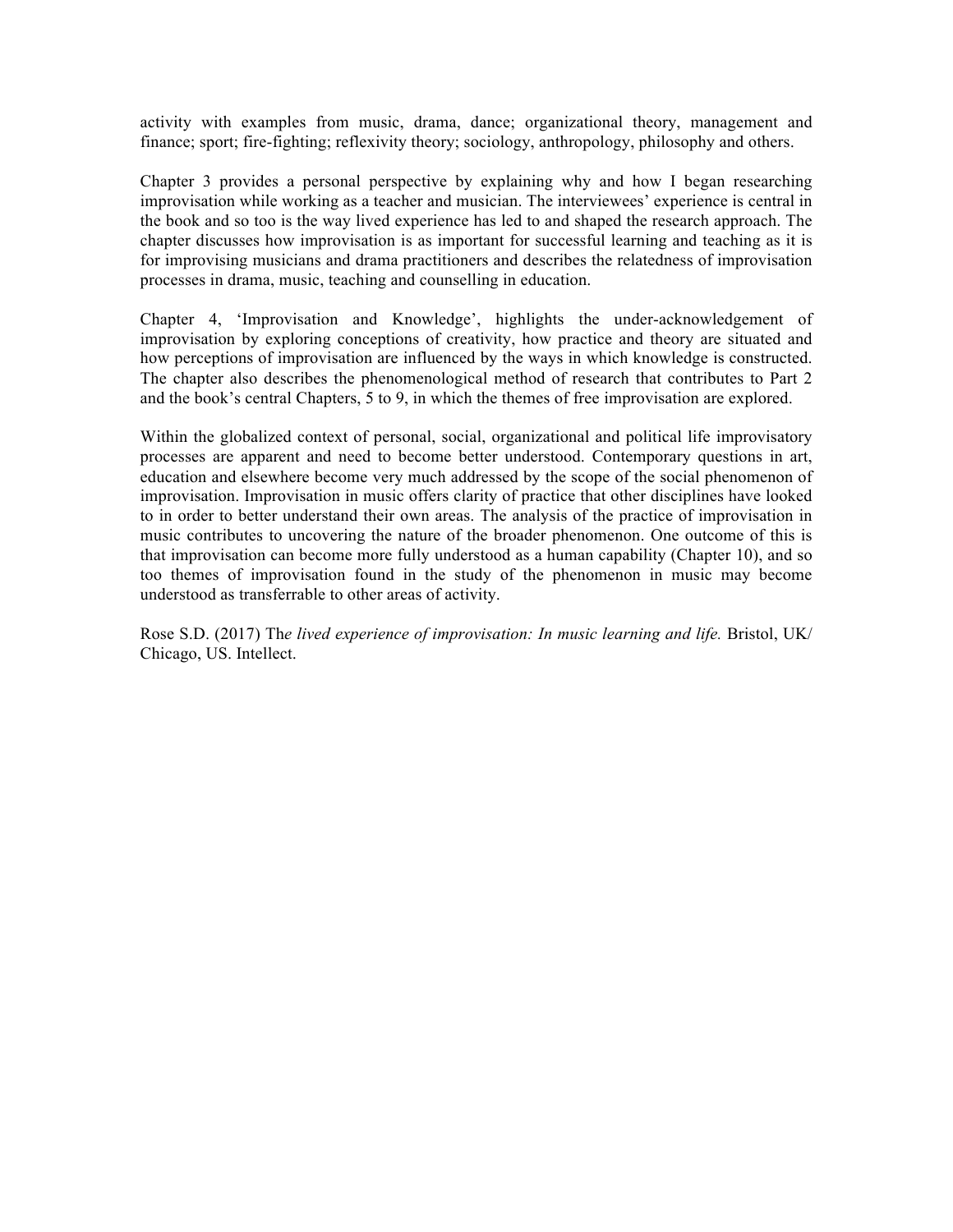activity with examples from music, drama, dance; organizational theory, management and finance; sport; fire-fighting; reflexivity theory; sociology, anthropology, philosophy and others.

Chapter 3 provides a personal perspective by explaining why and how I began researching improvisation while working as a teacher and musician. The interviewees' experience is central in the book and so too is the way lived experience has led to and shaped the research approach. The chapter discusses how improvisation is as important for successful learning and teaching as it is for improvising musicians and drama practitioners and describes the relatedness of improvisation processes in drama, music, teaching and counselling in education.

Chapter 4, 'Improvisation and Knowledge', highlights the under-acknowledgement of improvisation by exploring conceptions of creativity, how practice and theory are situated and how perceptions of improvisation are influenced by the ways in which knowledge is constructed. The chapter also describes the phenomenological method of research that contributes to Part 2 and the book's central Chapters, 5 to 9, in which the themes of free improvisation are explored.

Within the globalized context of personal, social, organizational and political life improvisatory processes are apparent and need to become better understood. Contemporary questions in art, education and elsewhere become very much addressed by the scope of the social phenomenon of improvisation. Improvisation in music offers clarity of practice that other disciplines have looked to in order to better understand their own areas. The analysis of the practice of improvisation in music contributes to uncovering the nature of the broader phenomenon. One outcome of this is that improvisation can become more fully understood as a human capability (Chapter 10), and so too themes of improvisation found in the study of the phenomenon in music may become understood as transferrable to other areas of activity.

Rose S.D. (2017) Th*e lived experience of improvisation: In music learning and life.* Bristol, UK/ Chicago, US. Intellect.